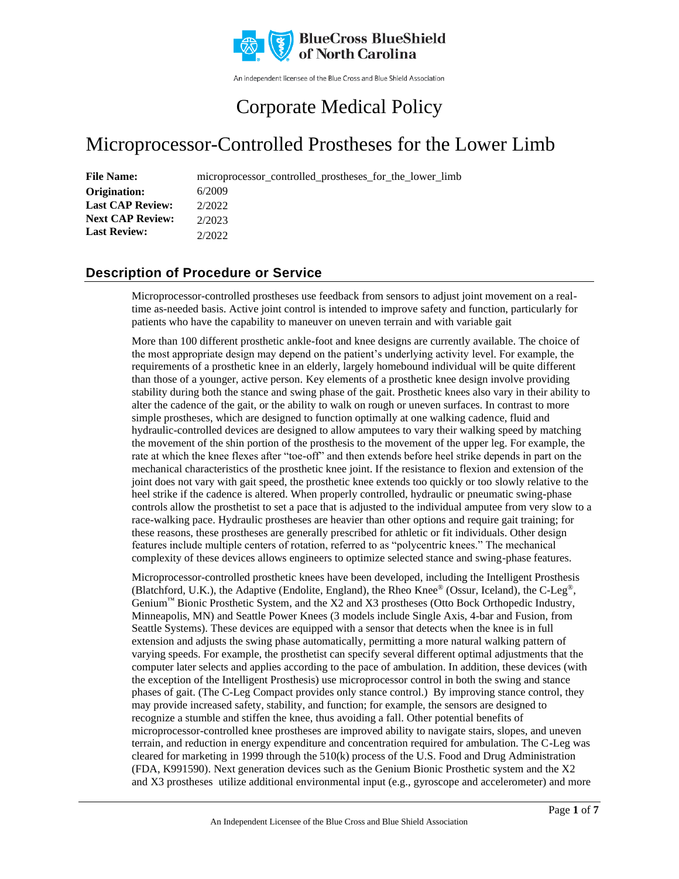BlueCross BlueShield of North Carolina

An independent licensee of the Blue Cross and Blue Shield Association

# Corporate Medical Policy

# Microprocessor-Controlled Prostheses for the Lower Limb

| | |
|---|---|
| **File Name:** | microprocessor_controlled_prostheses_for_the_lower_limb |
| **Origination:** | 6/2009 |
| **Last CAP Review:** | 2/2022 |
| **Next CAP Review:** | 2/2023 |
| **Last Review:** | 2/2022 |

## Description of Procedure or Service

Microprocessor-controlled prostheses use feedback from sensors to adjust joint movement on a real-time as-needed basis. Active joint control is intended to improve safety and function, particularly for patients who have the capability to maneuver on uneven terrain and with variable gait

More than 100 different prosthetic ankle-foot and knee designs are currently available. The choice of the most appropriate design may depend on the patient's underlying activity level. For example, the requirements of a prosthetic knee in an elderly, largely homebound individual will be quite different than those of a younger, active person. Key elements of a prosthetic knee design involve providing stability during both the stance and swing phase of the gait. Prosthetic knees also vary in their ability to alter the cadence of the gait, or the ability to walk on rough or uneven surfaces. In contrast to more simple prostheses, which are designed to function optimally at one walking cadence, fluid and hydraulic-controlled devices are designed to allow amputees to vary their walking speed by matching the movement of the shin portion of the prosthesis to the movement of the upper leg. For example, the rate at which the knee flexes after "toe-off" and then extends before heel strike depends in part on the mechanical characteristics of the prosthetic knee joint. If the resistance to flexion and extension of the joint does not vary with gait speed, the prosthetic knee extends too quickly or too slowly relative to the heel strike if the cadence is altered. When properly controlled, hydraulic or pneumatic swing-phase controls allow the prosthetist to set a pace that is adjusted to the individual amputee from very slow to a race-walking pace. Hydraulic prostheses are heavier than other options and require gait training; for these reasons, these prostheses are generally prescribed for athletic or fit individuals. Other design features include multiple centers of rotation, referred to as "polycentric knees." The mechanical complexity of these devices allows engineers to optimize selected stance and swing-phase features.

Microprocessor-controlled prosthetic knees have been developed, including the Intelligent Prosthesis (Blatchford, U.K.), the Adaptive (Endolite, England), the Rheo Knee® (Ossur, Iceland), the C-Leg®, Genium™ Bionic Prosthetic System, and the X2 and X3 prostheses (Otto Bock Orthopedic Industry, Minneapolis, MN) and Seattle Power Knees (3 models include Single Axis, 4-bar and Fusion, from Seattle Systems). These devices are equipped with a sensor that detects when the knee is in full extension and adjusts the swing phase automatically, permitting a more natural walking pattern of varying speeds. For example, the prosthetist can specify several different optimal adjustments that the computer later selects and applies according to the pace of ambulation. In addition, these devices (with the exception of the Intelligent Prosthesis) use microprocessor control in both the swing and stance phases of gait. (The C-Leg Compact provides only stance control.) By improving stance control, they may provide increased safety, stability, and function; for example, the sensors are designed to recognize a stumble and stiffen the knee, thus avoiding a fall. Other potential benefits of microprocessor-controlled knee prostheses are improved ability to navigate stairs, slopes, and uneven terrain, and reduction in energy expenditure and concentration required for ambulation. The C-Leg was cleared for marketing in 1999 through the 510(k) process of the U.S. Food and Drug Administration (FDA, K991590). Next generation devices such as the Genium Bionic Prosthetic system and the X2 and X3 prostheses utilize additional environmental input (e.g., gyroscope and accelerometer) and more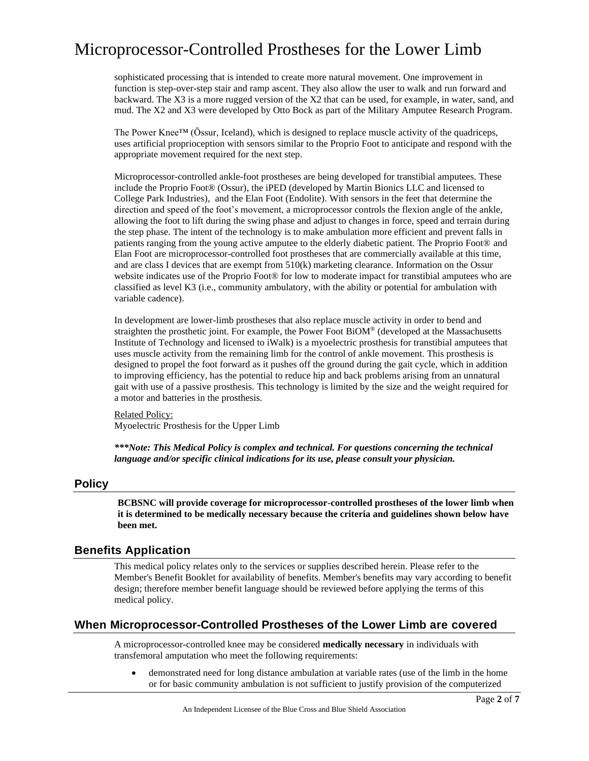sophisticated processing that is intended to create more natural movement. One improvement in function is step-over-step stair and ramp ascent. They also allow the user to walk and run forward and backward. The X3 is a more rugged version of the X2 that can be used, for example, in water, sand, and mud. The X2 and X3 were developed by Otto Bock as part of the Military Amputee Research Program.

The Power Knee™ (Össur, Iceland), which is designed to replace muscle activity of the quadriceps, uses artificial proprioception with sensors similar to the Proprio Foot to anticipate and respond with the appropriate movement required for the next step.

Microprocessor-controlled ankle-foot prostheses are being developed for transtibial amputees. These include the Proprio Foot® (Ossur), the iPED (developed by Martin Bionics LLC and licensed to College Park Industries), and the Elan Foot (Endolite). With sensors in the feet that determine the direction and speed of the foot's movement, a microprocessor controls the flexion angle of the ankle, allowing the foot to lift during the swing phase and adjust to changes in force, speed and terrain during the step phase. The intent of the technology is to make ambulation more efficient and prevent falls in patients ranging from the young active amputee to the elderly diabetic patient. The Proprio Foot® and Elan Foot are microprocessor-controlled foot prostheses that are commercially available at this time, and are class I devices that are exempt from 510(k) marketing clearance. Information on the Ossur website indicates use of the Proprio Foot® for low to moderate impact for transtibial amputees who are classified as level K3 (i.e., community ambulatory, with the ability or potential for ambulation with variable cadence).

In development are lower-limb prostheses that also replace muscle activity in order to bend and straighten the prosthetic joint. For example, the Power Foot BiOM® (developed at the Massachusetts Institute of Technology and licensed to iWalk) is a myoelectric prosthesis for transtibial amputees that uses muscle activity from the remaining limb for the control of ankle movement. This prosthesis is designed to propel the foot forward as it pushes off the ground during the gait cycle, which in addition to improving efficiency, has the potential to reduce hip and back problems arising from an unnatural gait with use of a passive prosthesis. This technology is limited by the size and the weight required for a motor and batteries in the prosthesis.

Related Policy:
Myoelectric Prosthesis for the Upper Limb

***\*\*\*Note: This Medical Policy is complex and technical. For questions concerning the technical language and/or specific clinical indications for its use, please consult your physician.***

## Policy

**BCBSNC will provide coverage for microprocessor-controlled prostheses of the lower limb when it is determined to be medically necessary because the criteria and guidelines shown below have been met.**

## Benefits Application

This medical policy relates only to the services or supplies described herein. Please refer to the Member's Benefit Booklet for availability of benefits. Member's benefits may vary according to benefit design; therefore member benefit language should be reviewed before applying the terms of this medical policy.

## When Microprocessor-Controlled Prostheses of the Lower Limb are covered

A microprocessor-controlled knee may be considered **medically necessary** in individuals with transfemoral amputation who meet the following requirements:

- demonstrated need for long distance ambulation at variable rates (use of the limb in the home or for basic community ambulation is not sufficient to justify provision of the computerized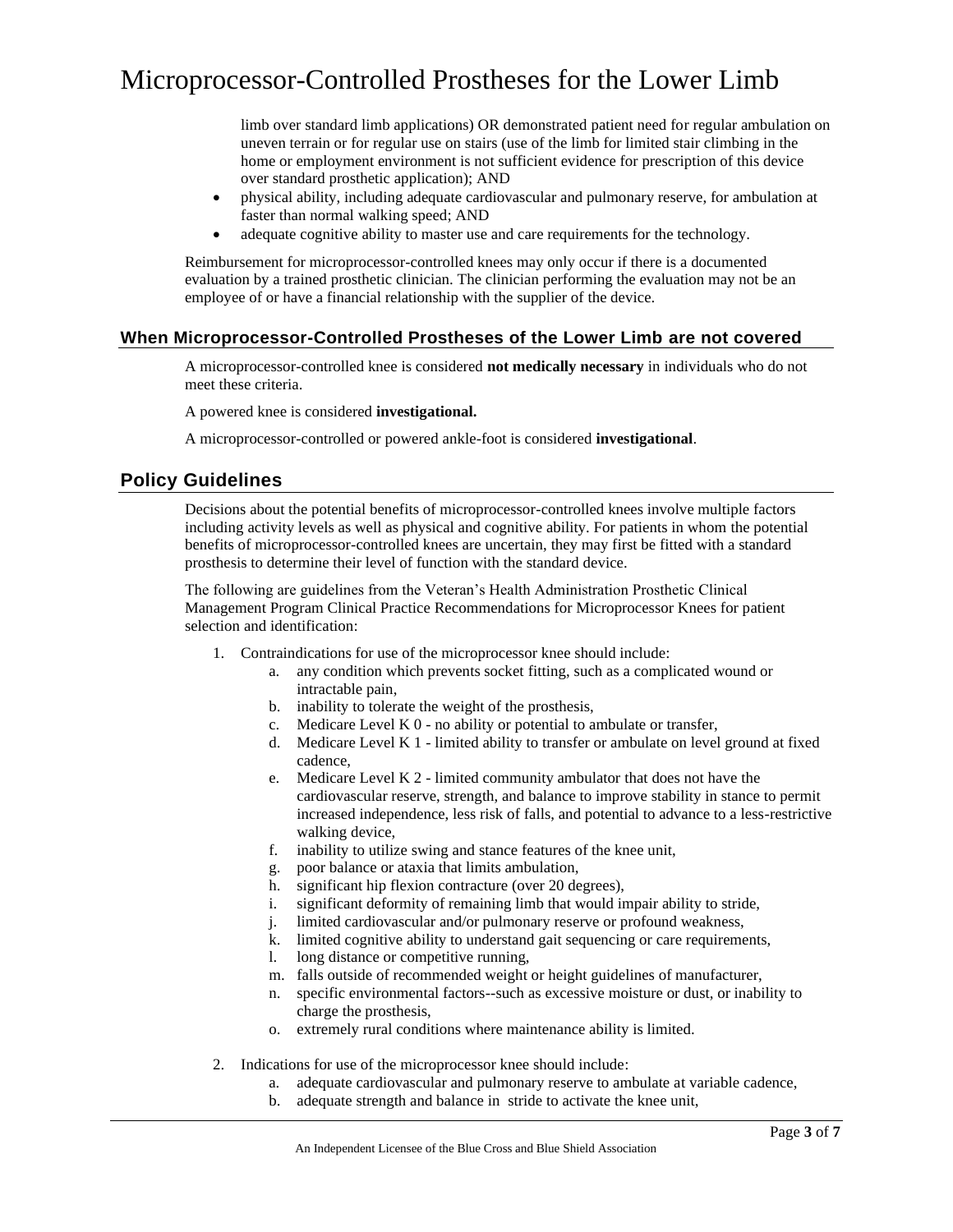limb over standard limb applications) OR demonstrated patient need for regular ambulation on uneven terrain or for regular use on stairs (use of the limb for limited stair climbing in the home or employment environment is not sufficient evidence for prescription of this device over standard prosthetic application); AND

- physical ability, including adequate cardiovascular and pulmonary reserve, for ambulation at faster than normal walking speed; AND
- adequate cognitive ability to master use and care requirements for the technology.

Reimbursement for microprocessor-controlled knees may only occur if there is a documented evaluation by a trained prosthetic clinician. The clinician performing the evaluation may not be an employee of or have a financial relationship with the supplier of the device.

### When Microprocessor-Controlled Prostheses of the Lower Limb are not covered

A microprocessor-controlled knee is considered **not medically necessary** in individuals who do not meet these criteria.

A powered knee is considered **investigational.**

A microprocessor-controlled or powered ankle-foot is considered **investigational**.

## Policy Guidelines

Decisions about the potential benefits of microprocessor-controlled knees involve multiple factors including activity levels as well as physical and cognitive ability. For patients in whom the potential benefits of microprocessor-controlled knees are uncertain, they may first be fitted with a standard prosthesis to determine their level of function with the standard device.

The following are guidelines from the Veteran's Health Administration Prosthetic Clinical Management Program Clinical Practice Recommendations for Microprocessor Knees for patient selection and identification:

1. Contraindications for use of the microprocessor knee should include:
   a. any condition which prevents socket fitting, such as a complicated wound or intractable pain,
   b. inability to tolerate the weight of the prosthesis,
   c. Medicare Level K 0 - no ability or potential to ambulate or transfer,
   d. Medicare Level K 1 - limited ability to transfer or ambulate on level ground at fixed cadence,
   e. Medicare Level K 2 - limited community ambulator that does not have the cardiovascular reserve, strength, and balance to improve stability in stance to permit increased independence, less risk of falls, and potential to advance to a less-restrictive walking device,
   f. inability to utilize swing and stance features of the knee unit,
   g. poor balance or ataxia that limits ambulation,
   h. significant hip flexion contracture (over 20 degrees),
   i. significant deformity of remaining limb that would impair ability to stride,
   j. limited cardiovascular and/or pulmonary reserve or profound weakness,
   k. limited cognitive ability to understand gait sequencing or care requirements,
   l. long distance or competitive running,
   m. falls outside of recommended weight or height guidelines of manufacturer,
   n. specific environmental factors--such as excessive moisture or dust, or inability to charge the prosthesis,
   o. extremely rural conditions where maintenance ability is limited.

2. Indications for use of the microprocessor knee should include:
   a. adequate cardiovascular and pulmonary reserve to ambulate at variable cadence,
   b. adequate strength and balance in stride to activate the knee unit,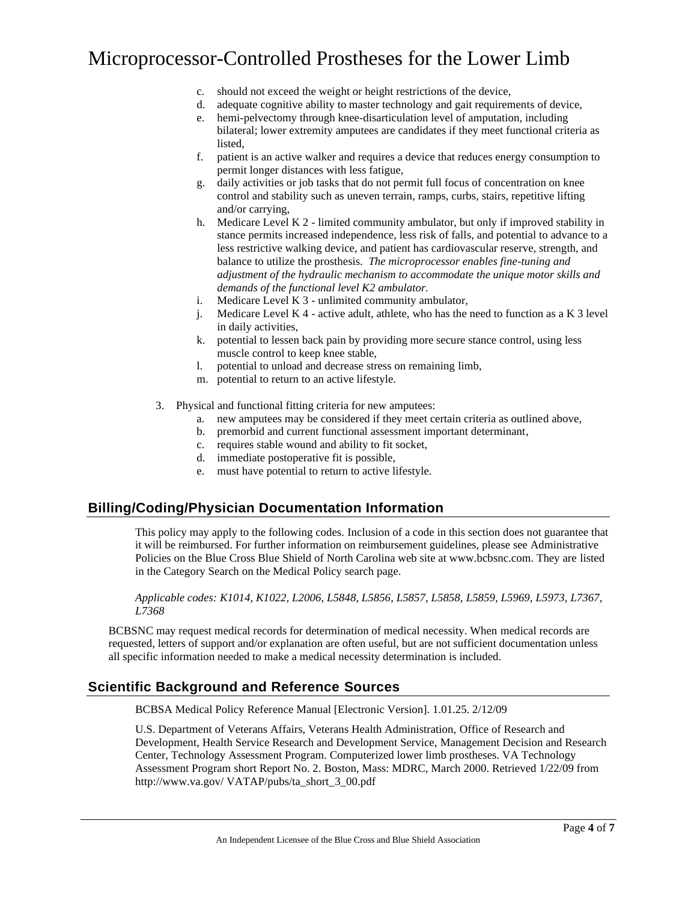c. should not exceed the weight or height restrictions of the device,
d. adequate cognitive ability to master technology and gait requirements of device,
e. hemi-pelvectomy through knee-disarticulation level of amputation, including bilateral; lower extremity amputees are candidates if they meet functional criteria as listed,
f. patient is an active walker and requires a device that reduces energy consumption to permit longer distances with less fatigue,
g. daily activities or job tasks that do not permit full focus of concentration on knee control and stability such as uneven terrain, ramps, curbs, stairs, repetitive lifting and/or carrying,
h. Medicare Level K 2 - limited community ambulator, but only if improved stability in stance permits increased independence, less risk of falls, and potential to advance to a less restrictive walking device, and patient has cardiovascular reserve, strength, and balance to utilize the prosthesis. *The microprocessor enables fine-tuning and adjustment of the hydraulic mechanism to accommodate the unique motor skills and demands of the functional level K2 ambulator.*
i. Medicare Level K 3 - unlimited community ambulator,
j. Medicare Level K 4 - active adult, athlete, who has the need to function as a K 3 level in daily activities,
k. potential to lessen back pain by providing more secure stance control, using less muscle control to keep knee stable,
l. potential to unload and decrease stress on remaining limb,
m. potential to return to an active lifestyle.

3. Physical and functional fitting criteria for new amputees:
   a. new amputees may be considered if they meet certain criteria as outlined above,
   b. premorbid and current functional assessment important determinant,
   c. requires stable wound and ability to fit socket,
   d. immediate postoperative fit is possible,
   e. must have potential to return to active lifestyle.

## Billing/Coding/Physician Documentation Information

This policy may apply to the following codes. Inclusion of a code in this section does not guarantee that it will be reimbursed. For further information on reimbursement guidelines, please see Administrative Policies on the Blue Cross Blue Shield of North Carolina web site at www.bcbsnc.com. They are listed in the Category Search on the Medical Policy search page.

*Applicable codes: K1014, K1022, L2006, L5848, L5856, L5857, L5858, L5859, L5969, L5973, L7367, L7368*

BCBSNC may request medical records for determination of medical necessity. When medical records are requested, letters of support and/or explanation are often useful, but are not sufficient documentation unless all specific information needed to make a medical necessity determination is included.

## Scientific Background and Reference Sources

BCBSA Medical Policy Reference Manual [Electronic Version]. 1.01.25. 2/12/09

U.S. Department of Veterans Affairs, Veterans Health Administration, Office of Research and Development, Health Service Research and Development Service, Management Decision and Research Center, Technology Assessment Program. Computerized lower limb prostheses. VA Technology Assessment Program short Report No. 2. Boston, Mass: MDRC, March 2000. Retrieved 1/22/09 from http://www.va.gov/ VATAP/pubs/ta_short_3_00.pdf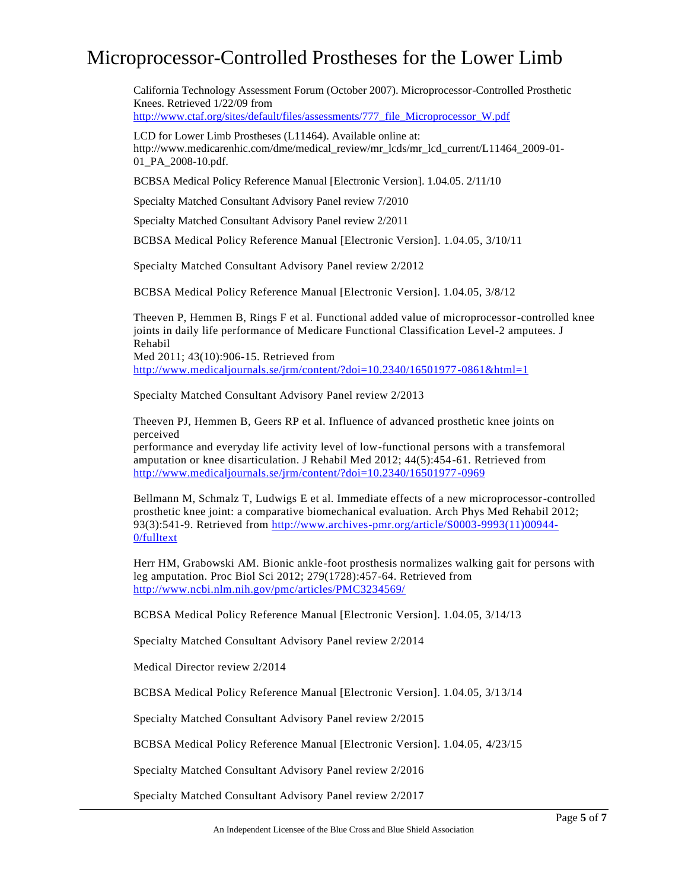California Technology Assessment Forum (October 2007). Microprocessor-Controlled Prosthetic Knees. Retrieved 1/22/09 from http://www.ctaf.org/sites/default/files/assessments/777_file_Microprocessor_W.pdf

LCD for Lower Limb Prostheses (L11464). Available online at: http://www.medicarenhic.com/dme/medical_review/mr_lcds/mr_lcd_current/L11464_2009-01-01_PA_2008-10.pdf.

BCBSA Medical Policy Reference Manual [Electronic Version]. 1.04.05. 2/11/10

Specialty Matched Consultant Advisory Panel review 7/2010

Specialty Matched Consultant Advisory Panel review 2/2011

BCBSA Medical Policy Reference Manual [Electronic Version]. 1.04.05, 3/10/11

Specialty Matched Consultant Advisory Panel review 2/2012

BCBSA Medical Policy Reference Manual [Electronic Version]. 1.04.05, 3/8/12

Theeven P, Hemmen B, Rings F et al. Functional added value of microprocessor-controlled knee joints in daily life performance of Medicare Functional Classification Level-2 amputees. J Rehabil Med 2011; 43(10):906-15. Retrieved from http://www.medicaljournals.se/jrm/content/?doi=10.2340/16501977-0861&html=1

Specialty Matched Consultant Advisory Panel review 2/2013

Theeven PJ, Hemmen B, Geers RP et al. Influence of advanced prosthetic knee joints on perceived performance and everyday life activity level of low-functional persons with a transfemoral amputation or knee disarticulation. J Rehabil Med 2012; 44(5):454-61. Retrieved from http://www.medicaljournals.se/jrm/content/?doi=10.2340/16501977-0969

Bellmann M, Schmalz T, Ludwigs E et al. Immediate effects of a new microprocessor-controlled prosthetic knee joint: a comparative biomechanical evaluation. Arch Phys Med Rehabil 2012; 93(3):541-9. Retrieved from http://www.archives-pmr.org/article/S0003-9993(11)00944-0/fulltext

Herr HM, Grabowski AM. Bionic ankle-foot prosthesis normalizes walking gait for persons with leg amputation. Proc Biol Sci 2012; 279(1728):457-64. Retrieved from http://www.ncbi.nlm.nih.gov/pmc/articles/PMC3234569/

BCBSA Medical Policy Reference Manual [Electronic Version]. 1.04.05, 3/14/13

Specialty Matched Consultant Advisory Panel review 2/2014

Medical Director review 2/2014

BCBSA Medical Policy Reference Manual [Electronic Version]. 1.04.05, 3/13/14

Specialty Matched Consultant Advisory Panel review 2/2015

BCBSA Medical Policy Reference Manual [Electronic Version]. 1.04.05, 4/23/15

Specialty Matched Consultant Advisory Panel review 2/2016

Specialty Matched Consultant Advisory Panel review 2/2017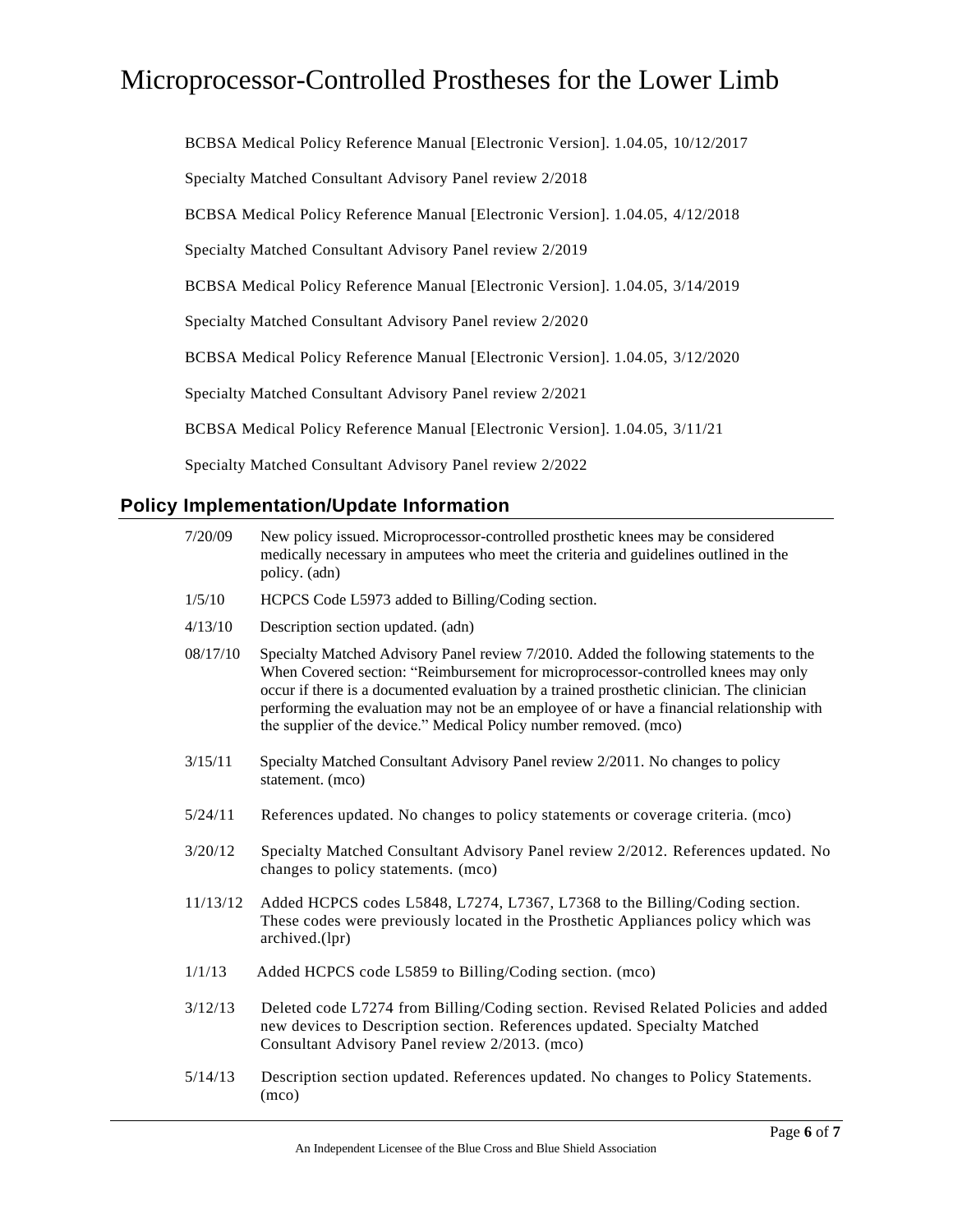BCBSA Medical Policy Reference Manual [Electronic Version]. 1.04.05, 10/12/2017

Specialty Matched Consultant Advisory Panel review 2/2018

BCBSA Medical Policy Reference Manual [Electronic Version]. 1.04.05, 4/12/2018

Specialty Matched Consultant Advisory Panel review 2/2019

BCBSA Medical Policy Reference Manual [Electronic Version]. 1.04.05, 3/14/2019

Specialty Matched Consultant Advisory Panel review 2/2020

BCBSA Medical Policy Reference Manual [Electronic Version]. 1.04.05, 3/12/2020

Specialty Matched Consultant Advisory Panel review 2/2021

BCBSA Medical Policy Reference Manual [Electronic Version]. 1.04.05, 3/11/21

Specialty Matched Consultant Advisory Panel review 2/2022

## Policy Implementation/Update Information

| | |
|---|---|
| 7/20/09 | New policy issued. Microprocessor-controlled prosthetic knees may be considered medically necessary in amputees who meet the criteria and guidelines outlined in the policy. (adn) |
| 1/5/10 | HCPCS Code L5973 added to Billing/Coding section. |
| 4/13/10 | Description section updated. (adn) |
| 08/17/10 | Specialty Matched Advisory Panel review 7/2010. Added the following statements to the When Covered section: "Reimbursement for microprocessor-controlled knees may only occur if there is a documented evaluation by a trained prosthetic clinician. The clinician performing the evaluation may not be an employee of or have a financial relationship with the supplier of the device." Medical Policy number removed. (mco) |
| 3/15/11 | Specialty Matched Consultant Advisory Panel review 2/2011. No changes to policy statement. (mco) |
| 5/24/11 | References updated. No changes to policy statements or coverage criteria. (mco) |
| 3/20/12 | Specialty Matched Consultant Advisory Panel review 2/2012. References updated. No changes to policy statements. (mco) |
| 11/13/12 | Added HCPCS codes L5848, L7274, L7367, L7368 to the Billing/Coding section. These codes were previously located in the Prosthetic Appliances policy which was archived.(lpr) |
| 1/1/13 | Added HCPCS code L5859 to Billing/Coding section. (mco) |
| 3/12/13 | Deleted code L7274 from Billing/Coding section. Revised Related Policies and added new devices to Description section. References updated. Specialty Matched Consultant Advisory Panel review 2/2013. (mco) |
| 5/14/13 | Description section updated. References updated. No changes to Policy Statements. (mco) |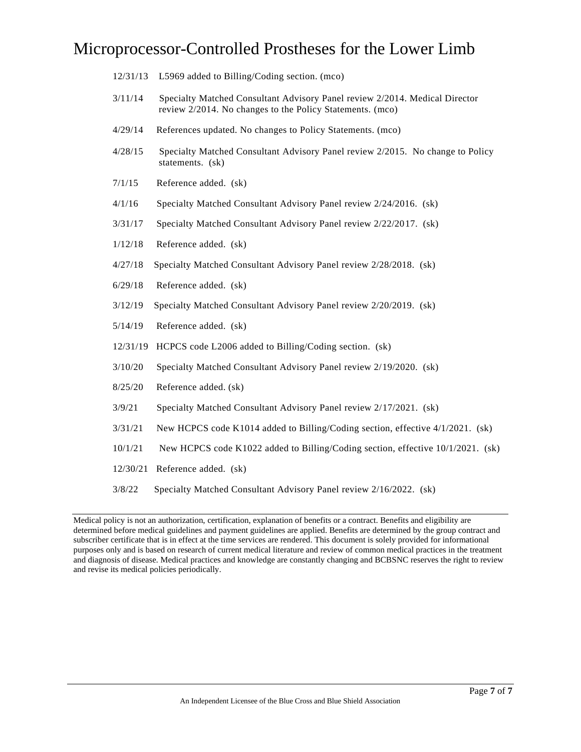| | |
|---|---|
| 12/31/13 | L5969 added to Billing/Coding section. (mco) |
| 3/11/14 | Specialty Matched Consultant Advisory Panel review 2/2014. Medical Director review 2/2014. No changes to the Policy Statements. (mco) |
| 4/29/14 | References updated. No changes to Policy Statements. (mco) |
| 4/28/15 | Specialty Matched Consultant Advisory Panel review 2/2015. No change to Policy statements. (sk) |
| 7/1/15 | Reference added. (sk) |
| 4/1/16 | Specialty Matched Consultant Advisory Panel review 2/24/2016. (sk) |
| 3/31/17 | Specialty Matched Consultant Advisory Panel review 2/22/2017. (sk) |
| 1/12/18 | Reference added. (sk) |
| 4/27/18 | Specialty Matched Consultant Advisory Panel review 2/28/2018. (sk) |
| 6/29/18 | Reference added. (sk) |
| 3/12/19 | Specialty Matched Consultant Advisory Panel review 2/20/2019. (sk) |
| 5/14/19 | Reference added. (sk) |
| 12/31/19 | HCPCS code L2006 added to Billing/Coding section. (sk) |
| 3/10/20 | Specialty Matched Consultant Advisory Panel review 2/19/2020. (sk) |
| 8/25/20 | Reference added. (sk) |
| 3/9/21 | Specialty Matched Consultant Advisory Panel review 2/17/2021. (sk) |
| 3/31/21 | New HCPCS code K1014 added to Billing/Coding section, effective 4/1/2021. (sk) |
| 10/1/21 | New HCPCS code K1022 added to Billing/Coding section, effective 10/1/2021. (sk) |
| 12/30/21 | Reference added. (sk) |
| 3/8/22 | Specialty Matched Consultant Advisory Panel review 2/16/2022. (sk) |

---

Medical policy is not an authorization, certification, explanation of benefits or a contract. Benefits and eligibility are determined before medical guidelines and payment guidelines are applied. Benefits are determined by the group contract and subscriber certificate that is in effect at the time services are rendered. This document is solely provided for informational purposes only and is based on research of current medical literature and review of common medical practices in the treatment and diagnosis of disease. Medical practices and knowledge are constantly changing and BCBSNC reserves the right to review and revise its medical policies periodically.